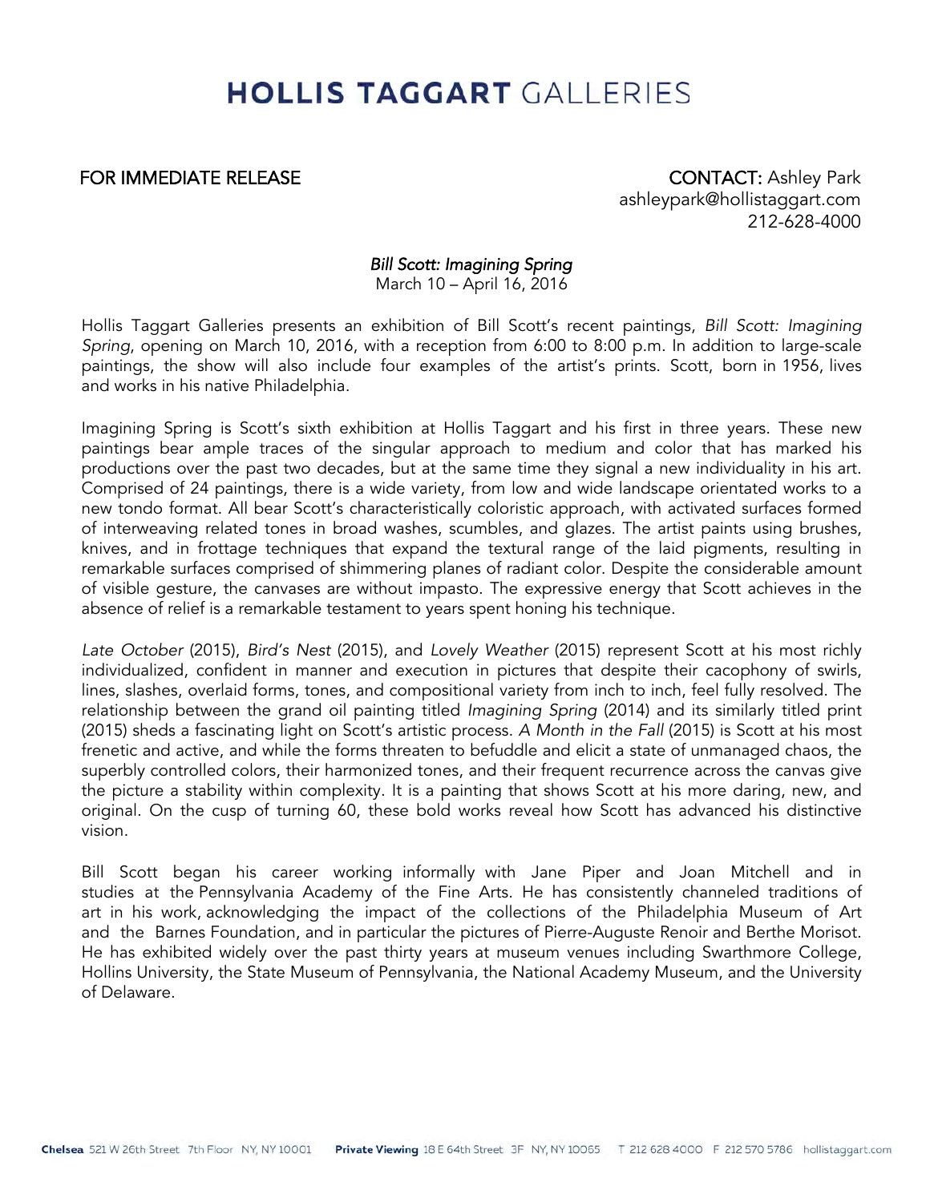# HOLLIS TAGGART GALLERIES

**FOR IMMEDIATE RELEASE**

**CONTACT:** Ashley Park
ashleypark@hollistaggart.com
212-628-4000

*Bill Scott: Imagining Spring*
March 10 – April 16, 2016

Hollis Taggart Galleries presents an exhibition of Bill Scott's recent paintings, *Bill Scott: Imagining Spring*, opening on March 10, 2016, with a reception from 6:00 to 8:00 p.m. In addition to large-scale paintings, the show will also include four examples of the artist's prints. Scott, born in 1956, lives and works in his native Philadelphia.

Imagining Spring is Scott's sixth exhibition at Hollis Taggart and his first in three years. These new paintings bear ample traces of the singular approach to medium and color that has marked his productions over the past two decades, but at the same time they signal a new individuality in his art. Comprised of 24 paintings, there is a wide variety, from low and wide landscape orientated works to a new tondo format. All bear Scott's characteristically coloristic approach, with activated surfaces formed of interweaving related tones in broad washes, scumbles, and glazes. The artist paints using brushes, knives, and in frottage techniques that expand the textural range of the laid pigments, resulting in remarkable surfaces comprised of shimmering planes of radiant color. Despite the considerable amount of visible gesture, the canvases are without impasto. The expressive energy that Scott achieves in the absence of relief is a remarkable testament to years spent honing his technique.

*Late October* (2015), *Bird's Nest* (2015), and *Lovely Weather* (2015) represent Scott at his most richly individualized, confident in manner and execution in pictures that despite their cacophony of swirls, lines, slashes, overlaid forms, tones, and compositional variety from inch to inch, feel fully resolved. The relationship between the grand oil painting titled *Imagining Spring* (2014) and its similarly titled print (2015) sheds a fascinating light on Scott's artistic process. *A Month in the Fall* (2015) is Scott at his most frenetic and active, and while the forms threaten to befuddle and elicit a state of unmanaged chaos, the superbly controlled colors, their harmonized tones, and their frequent recurrence across the canvas give the picture a stability within complexity. It is a painting that shows Scott at his more daring, new, and original. On the cusp of turning 60, these bold works reveal how Scott has advanced his distinctive vision.

Bill Scott began his career working informally with Jane Piper and Joan Mitchell and in studies at the Pennsylvania Academy of the Fine Arts. He has consistently channeled traditions of art in his work, acknowledging the impact of the collections of the Philadelphia Museum of Art and the Barnes Foundation, and in particular the pictures of Pierre-Auguste Renoir and Berthe Morisot. He has exhibited widely over the past thirty years at museum venues including Swarthmore College, Hollins University, the State Museum of Pennsylvania, the National Academy Museum, and the University of Delaware.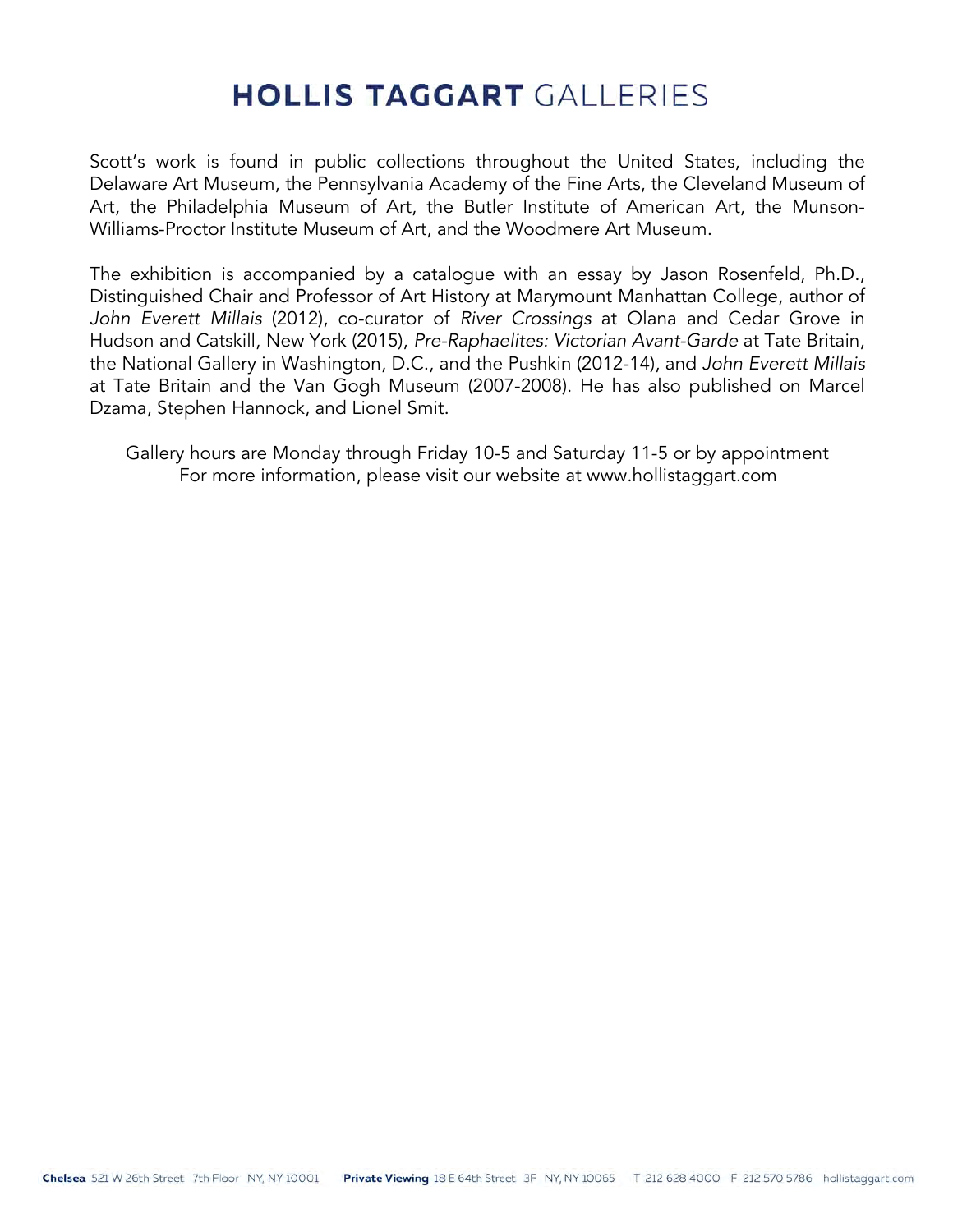Scott's work is found in public collections throughout the United States, including the Delaware Art Museum, the Pennsylvania Academy of the Fine Arts, the Cleveland Museum of Art, the Philadelphia Museum of Art, the Butler Institute of American Art, the Munson-Williams-Proctor Institute Museum of Art, and the Woodmere Art Museum.

The exhibition is accompanied by a catalogue with an essay by Jason Rosenfeld, Ph.D., Distinguished Chair and Professor of Art History at Marymount Manhattan College, author of *John Everett Millais* (2012), co-curator of *River Crossings* at Olana and Cedar Grove in Hudson and Catskill, New York (2015), *Pre-Raphaelites: Victorian Avant-Garde* at Tate Britain, the National Gallery in Washington, D.C., and the Pushkin (2012-14), and *John Everett Millais* at Tate Britain and the Van Gogh Museum (2007-2008). He has also published on Marcel Dzama, Stephen Hannock, and Lionel Smit.

Gallery hours are Monday through Friday 10-5 and Saturday 11-5 or by appointment
For more information, please visit our website at www.hollistaggart.com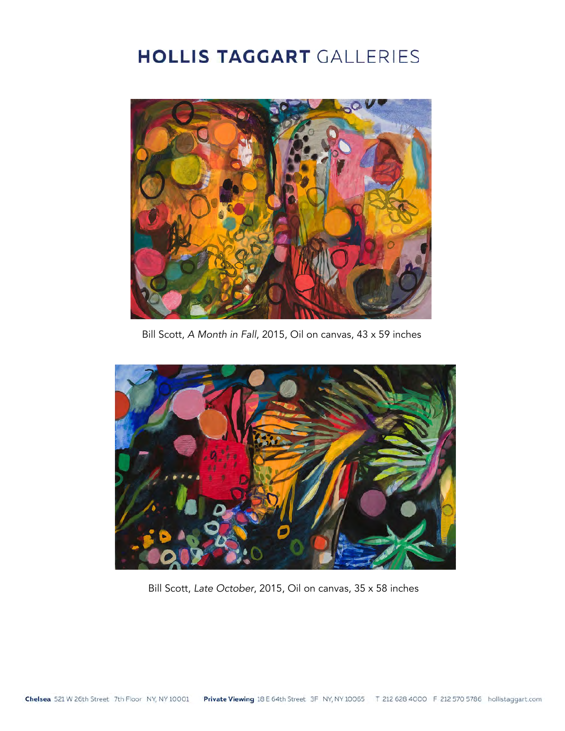# HOLLIS TAGGART GALLERIES

Bill Scott, *A Month in Fall*, 2015, Oil on canvas, 43 x 59 inches

Bill Scott, *Late October*, 2015, Oil on canvas, 35 x 58 inches